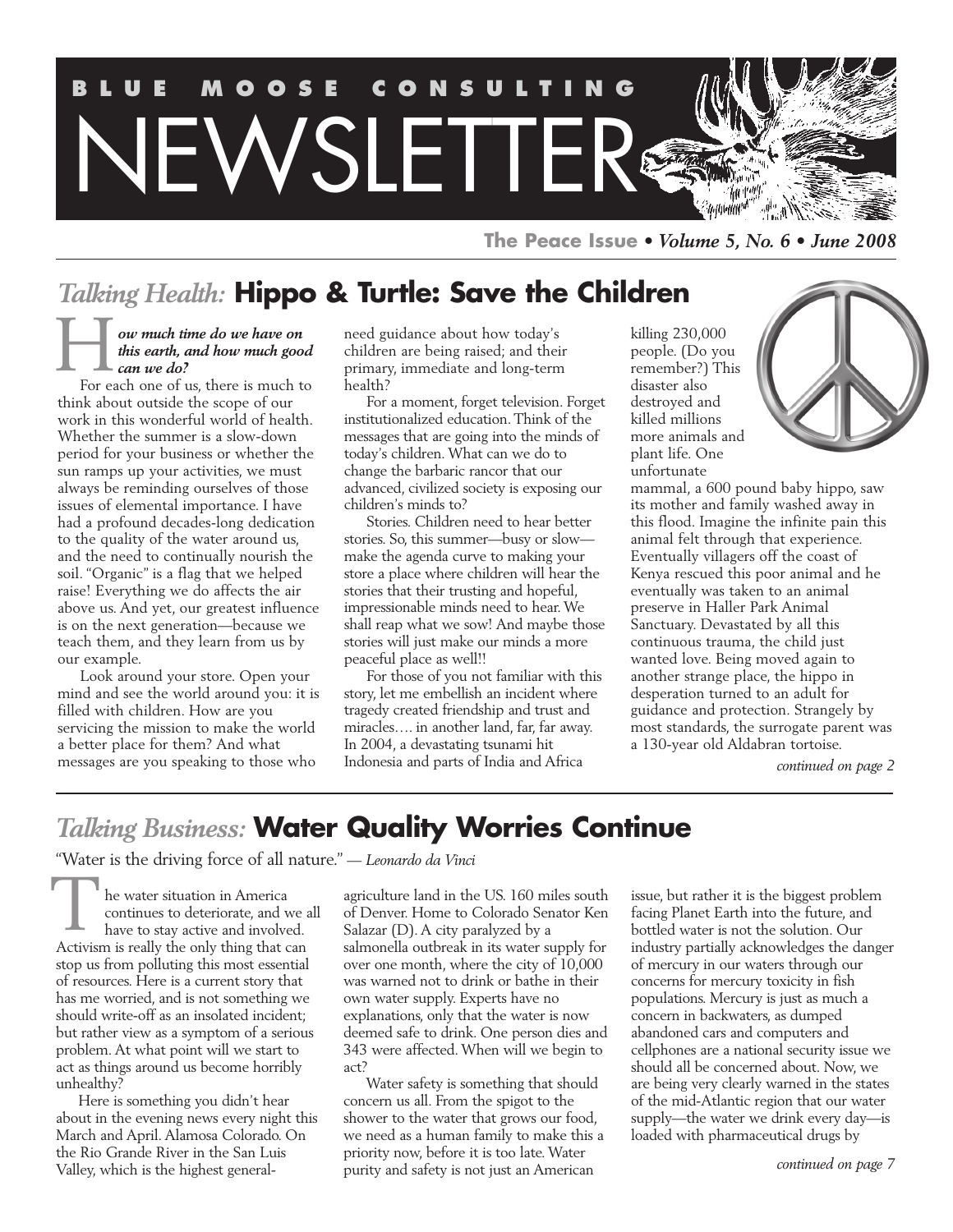# BLUE MOOSE CONSULTING NEWSLETTER

**The Peace Issue** • *Volume 5, No. 6 • June 2008*

## *Talking Health:* Hippo & Turtle: Save the Children

***How much time do we have on this earth, and how much good can we do?***

For each one of us, there is much to think about outside the scope of our work in this wonderful world of health. Whether the summer is a slow-down period for your business or whether the sun ramps up your activities, we must always be reminding ourselves of those issues of elemental importance. I have had a profound decades-long dedication to the quality of the water around us, and the need to continually nourish the soil. "Organic" is a flag that we helped raise! Everything we do affects the air above us. And yet, our greatest influence is on the next generation—because we teach them, and they learn from us by our example.

Look around your store. Open your mind and see the world around you: it is filled with children. How are you servicing the mission to make the world a better place for them? And what messages are you speaking to those who need guidance about how today's children are being raised; and their primary, immediate and long-term health?

For a moment, forget television. Forget institutionalized education. Think of the messages that are going into the minds of today's children. What can we do to change the barbaric rancor that our advanced, civilized society is exposing our children's minds to?

Stories. Children need to hear better stories. So, this summer—busy or slow—make the agenda curve to making your store a place where children will hear the stories that their trusting and hopeful, impressionable minds need to hear. We shall reap what we sow! And maybe those stories will just make our minds a more peaceful place as well!!

For those of you not familiar with this story, let me embellish an incident where tragedy created friendship and trust and miracles…. in another land, far, far away. In 2004, a devastating tsunami hit Indonesia and parts of India and Africa killing 230,000 people. (Do you remember?) This disaster also destroyed and killed millions more animals and plant life. One unfortunate mammal, a 600 pound baby hippo, saw its mother and family washed away in this flood. Imagine the infinite pain this animal felt through that experience. Eventually villagers off the coast of Kenya rescued this poor animal and he eventually was taken to an animal preserve in Haller Park Animal Sanctuary. Devastated by all this continuous trauma, the child just wanted love. Being moved again to another strange place, the hippo in desperation turned to an adult for guidance and protection. Strangely by most standards, the surrogate parent was a 130-year old Aldabran tortoise.

*continued on page 2*

## *Talking Business:* Water Quality Worries Continue

"Water is the driving force of all nature." — *Leonardo da Vinci*

The water situation in America continues to deteriorate, and we all have to stay active and involved. Activism is really the only thing that can stop us from polluting this most essential of resources. Here is a current story that has me worried, and is not something we should write-off as an insolated incident; but rather view as a symptom of a serious problem. At what point will we start to act as things around us become horribly unhealthy?

Here is something you didn't hear about in the evening news every night this March and April. Alamosa Colorado. On the Rio Grande River in the San Luis Valley, which is the highest general-agriculture land in the US. 160 miles south of Denver. Home to Colorado Senator Ken Salazar (D). A city paralyzed by a salmonella outbreak in its water supply for over one month, where the city of 10,000 was warned not to drink or bathe in their own water supply. Experts have no explanations, only that the water is now deemed safe to drink. One person dies and 343 were affected. When will we begin to act?

Water safety is something that should concern us all. From the spigot to the shower to the water that grows our food, we need as a human family to make this a priority now, before it is too late. Water purity and safety is not just an American issue, but rather it is the biggest problem facing Planet Earth into the future, and bottled water is not the solution. Our industry partially acknowledges the danger of mercury in our waters through our concerns for mercury toxicity in fish populations. Mercury is just as much a concern in backwaters, as dumped abandoned cars and computers and cellphones are a national security issue we should all be concerned about. Now, we are being very clearly warned in the states of the mid-Atlantic region that our water supply—the water we drink every day—is loaded with pharmaceutical drugs by

*continued on page 7*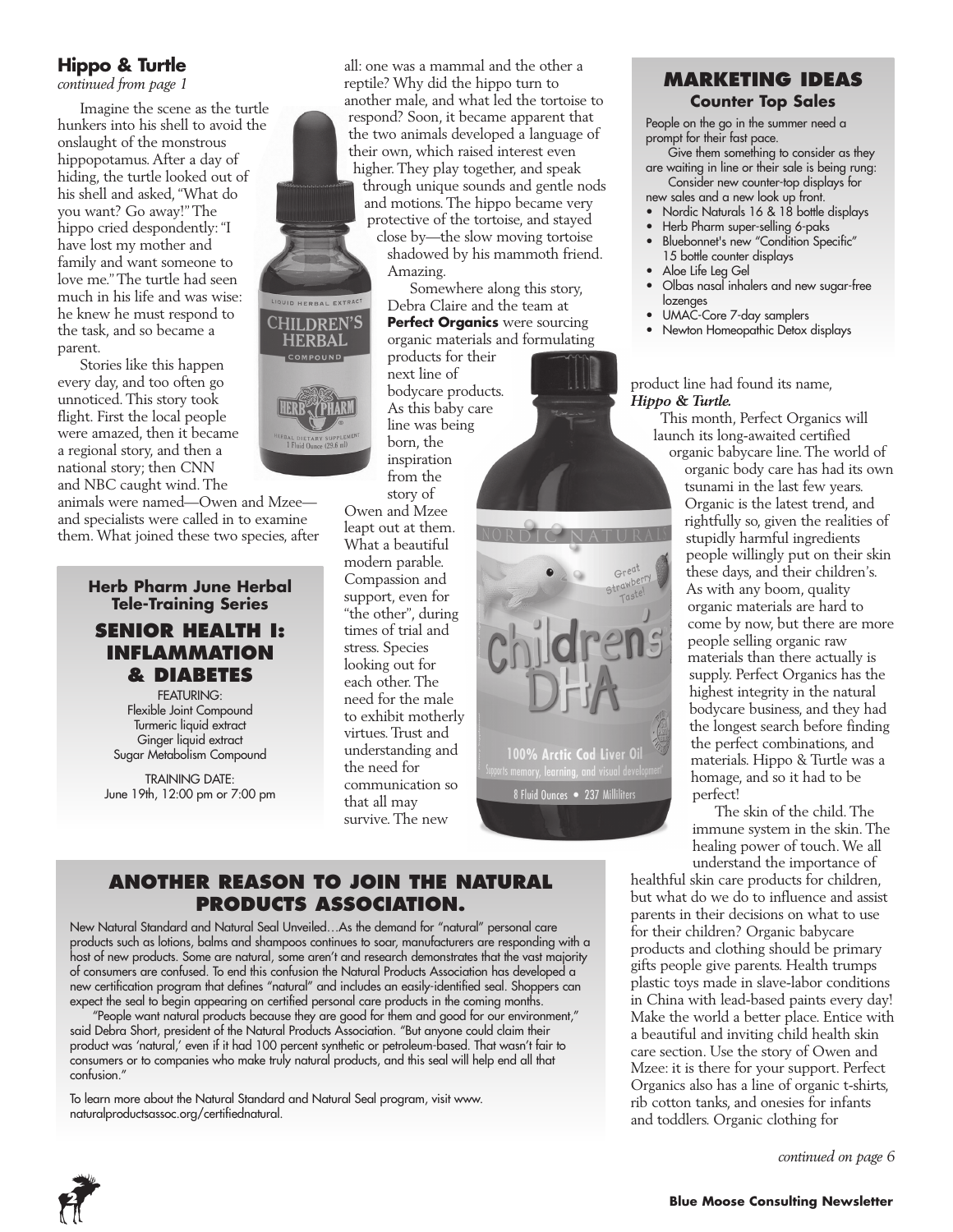## Hippo & Turtle

*continued from page 1*

Imagine the scene as the turtle hunkers into his shell to avoid the onslaught of the monstrous hippopotamus. After a day of hiding, the turtle looked out of his shell and asked, "What do you want? Go away!" The hippo cried despondently: "I have lost my mother and family and want someone to love me." The turtle had seen much in his life and was wise: he knew he must respond to the task, and so became a parent.

Stories like this happen every day, and too often go unnoticed. This story took flight. First the local people were amazed, then it became a regional story, and then a national story; then CNN and NBC caught wind. The animals were named—Owen and Mzee—and specialists were called in to examine them. What joined these two species, after all: one was a mammal and the other a reptile? Why did the hippo turn to another male, and what led the tortoise to respond? Soon, it became apparent that the two animals developed a language of their own, which raised interest even higher. They play together, and speak through unique sounds and gentle nods and motions. The hippo became very protective of the tortoise, and stayed close by—the slow moving tortoise shadowed by his mammoth friend. Amazing.

Somewhere along this story, Debra Claire and the team at **Perfect Organics** were sourcing organic materials and formulating products for their next line of bodycare products. As this baby care line was being born, the inspiration from the story of Owen and Mzee leapt out at them. What a beautiful modern parable. Compassion and support, even for "the other", during times of trial and stress. Species looking out for each other. The need for the male to exhibit motherly virtues. Trust and understanding and the need for communication so that all may survive. The new product line had found its name, ***Hippo & Turtle.***

This month, Perfect Organics will launch its long-awaited certified organic babycare line. The world of organic body care has had its own tsunami in the last few years. Organic is the latest trend, and rightfully so, given the realities of stupidly harmful ingredients people willingly put on their skin these days, and their children's. As with any boom, quality organic materials are hard to come by now, but there are more people selling organic raw materials than there actually is supply. Perfect Organics has the highest integrity in the natural bodycare business, and they had the longest search before finding the perfect combinations, and materials. Hippo & Turtle was a homage, and so it had to be perfect!

The skin of the child. The immune system in the skin. The healing power of touch. We all understand the importance of healthful skin care products for children, but what do we do to influence and assist parents in their decisions on what to use for their children? Organic babycare products and clothing should be primary gifts people give parents. Health trumps plastic toys made in slave-labor conditions in China with lead-based paints every day! Make the world a better place. Entice with a beautiful and inviting child health skin care section. Use the story of Owen and Mzee: it is there for your support. Perfect Organics also has a line of organic t-shirts, rib cotton tanks, and onesies for infants and toddlers. Organic clothing for

*continued on page 6*

---

## MARKETING IDEAS

### Counter Top Sales

People on the go in the summer need a prompt for their fast pace.

Give them something to consider as they are waiting in line or their sale is being rung:

Consider new counter-top displays for new sales and a new look up front.

- Nordic Naturals 16 & 18 bottle displays
- Herb Pharm super-selling 6-paks
- Bluebonnet's new "Condition Specific" 15 bottle counter displays
- Aloe Life Leg Gel
- Olbas nasal inhalers and new sugar-free lozenges
- UMAC-Core 7-day samplers
- Newton Homeopathic Detox displays

---

### Herb Pharm June Herbal Tele-Training Series

## SENIOR HEALTH I: INFLAMMATION & DIABETES

FEATURING:
Flexible Joint Compound
Turmeric liquid extract
Ginger liquid extract
Sugar Metabolism Compound

TRAINING DATE:
June 19th, 12:00 pm or 7:00 pm

---

## ANOTHER REASON TO JOIN THE NATURAL PRODUCTS ASSOCIATION.

New Natural Standard and Natural Seal Unveiled…As the demand for "natural" personal care products such as lotions, balms and shampoos continues to soar, manufacturers are responding with a host of new products. Some are natural, some aren't and research demonstrates that the vast majority of consumers are confused. To end this confusion the Natural Products Association has developed a new certification program that defines "natural" and includes an easily-identified seal. Shoppers can expect the seal to begin appearing on certified personal care products in the coming months.

"People want natural products because they are good for them and good for our environment," said Debra Short, president of the Natural Products Association. "But anyone could claim their product was 'natural,' even if it had 100 percent synthetic or petroleum-based. That wasn't fair to consumers or to companies who make truly natural products, and this seal will help end all that confusion."

To learn more about the Natural Standard and Natural Seal program, visit www.naturalproductsassoc.org/certifiednatural.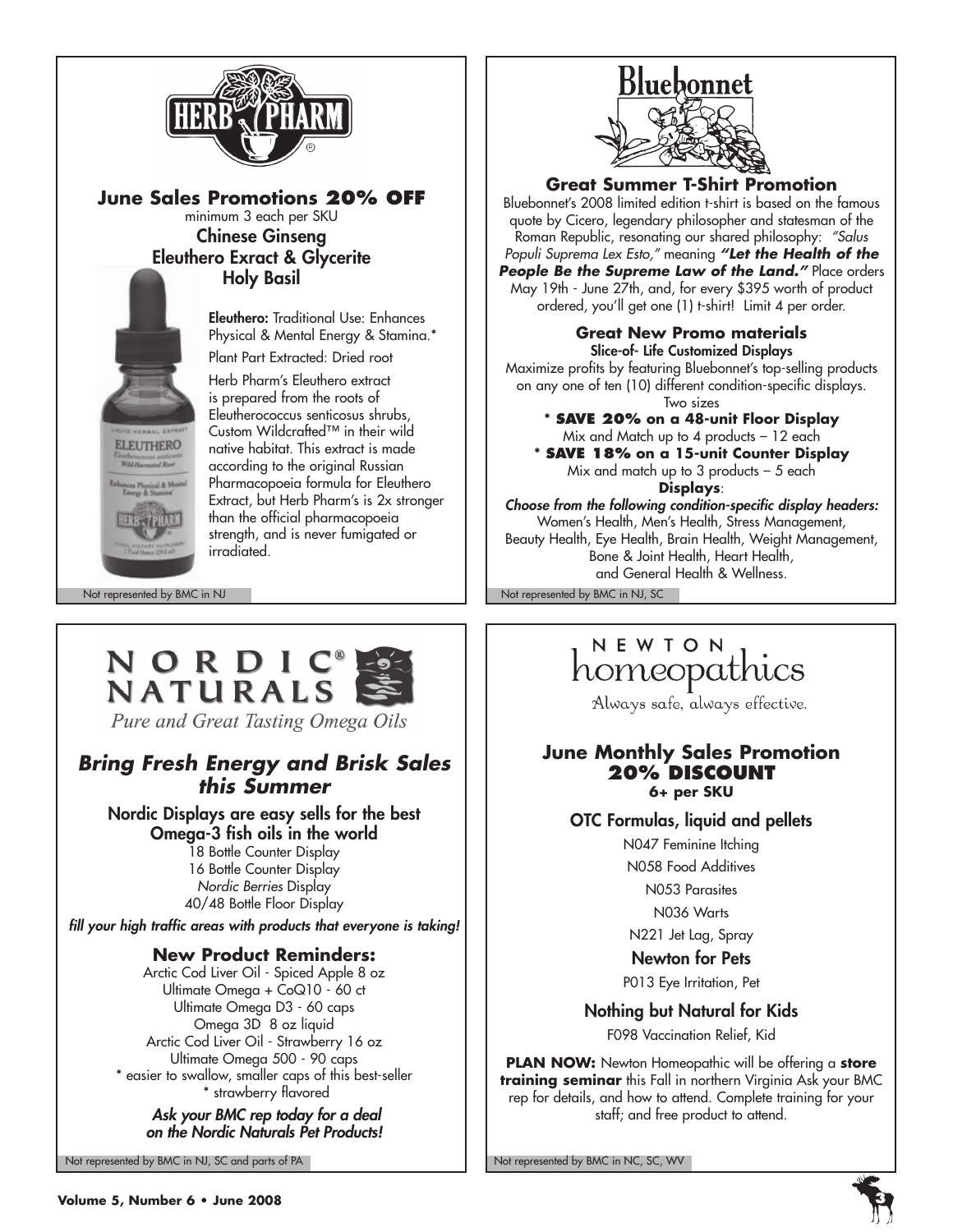# HERB PHARM

## June Sales Promotions 20% OFF

minimum 3 each per SKU

**Chinese Ginseng**
**Eleuthero Exract & Glycerite**
**Holy Basil**

**Eleuthero:** Traditional Use: Enhances Physical & Mental Energy & Stamina.*

Plant Part Extracted: Dried root

Herb Pharm's Eleuthero extract is prepared from the roots of Eleutherococcus senticosus shrubs, Custom Wildcrafted™ in their wild native habitat. This extract is made according to the original Russian Pharmacopoeia formula for Eleuthero Extract, but Herb Pharm's is 2x stronger than the official pharmacopoeia strength, and is never fumigated or irradiated.

Not represented by BMC in NJ

# Bluebonnet

## Great Summer T-Shirt Promotion

Bluebonnet's 2008 limited edition t-shirt is based on the famous quote by Cicero, legendary philosopher and statesman of the Roman Republic, resonating our shared philosophy: *"Salus Populi Suprema Lex Esto,"* meaning ***"Let the Health of the People Be the Supreme Law of the Land."*** Place orders May 19th - June 27th, and, for every $395 worth of product ordered, you'll get one (1) t-shirt! Limit 4 per order.

### Great New Promo materials

**Slice-of- Life Customized Displays**

Maximize profits by featuring Bluebonnet's top-selling products on any one of ten (10) different condition-specific displays.

Two sizes

**\* SAVE 20% on a 48-unit Floor Display**
Mix and Match up to 4 products – 12 each

**\* SAVE 18% on a 15-unit Counter Display**
Mix and match up to 3 products – 5 each

**Displays**:

***Choose from the following condition-specific display headers:***
Women's Health, Men's Health, Stress Management, Beauty Health, Eye Health, Brain Health, Weight Management, Bone & Joint Health, Heart Health, and General Health & Wellness.

Not represented by BMC in NJ, SC

# NORDIC NATURALS®

*Pure and Great Tasting Omega Oils*

## *Bring Fresh Energy and Brisk Sales this Summer*

**Nordic Displays are easy sells for the best Omega-3 fish oils in the world**

18 Bottle Counter Display
16 Bottle Counter Display
*Nordic Berries* Display
40/48 Bottle Floor Display

***fill your high traffic areas with products that everyone is taking!***

### New Product Reminders:

Arctic Cod Liver Oil - Spiced Apple 8 oz
Ultimate Omega + CoQ10 - 60 ct
Ultimate Omega D3 - 60 caps
Omega 3D 8 oz liquid
Arctic Cod Liver Oil - Strawberry 16 oz
Ultimate Omega 500 - 90 caps
\* easier to swallow, smaller caps of this best-seller
\* strawberry flavored

***Ask your BMC rep today for a deal on the Nordic Naturals Pet Products!***

Not represented by BMC in NJ, SC and parts of PA

# NEWTON homeopathics

Always safe, always effective.

## June Monthly Sales Promotion 20% DISCOUNT

**6+ per SKU**

**OTC Formulas, liquid and pellets**

N047 Feminine Itching
N058 Food Additives
N053 Parasites
N036 Warts
N221 Jet Lag, Spray

**Newton for Pets**

P013 Eye Irritation, Pet

**Nothing but Natural for Kids**

F098 Vaccination Relief, Kid

**PLAN NOW:** Newton Homeopathic will be offering a **store training seminar** this Fall in northern Virginia Ask your BMC rep for details, and how to attend. Complete training for your staff; and free product to attend.

Not represented by BMC in NC, SC, WV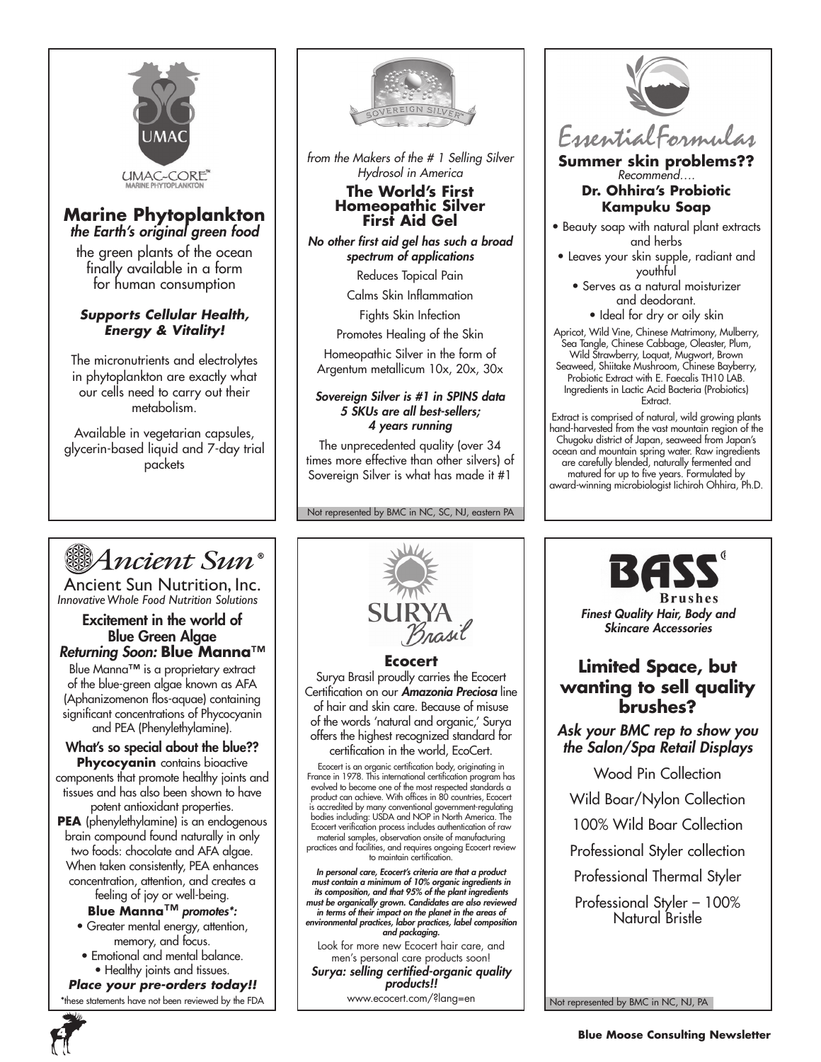## UMAC-CORE™ MARINE PHYTOPLANKTON

## Marine Phytoplankton

***the Earth's original green food***

the green plants of the ocean finally available in a form for human consumption

***Supports Cellular Health, Energy & Vitality!***

The micronutrients and electrolytes in phytoplankton are exactly what our cells need to carry out their metabolism.

Available in vegetarian capsules, glycerin-based liquid and 7-day trial packets

---

## SOVEREIGN SILVER™

*from the Makers of the # 1 Selling Silver Hydrosol in America*

### The World's First Homeopathic Silver First Aid Gel

***No other first aid gel has such a broad spectrum of applications***

Reduces Topical Pain

Calms Skin Inflammation

Fights Skin Infection

Promotes Healing of the Skin

Homeopathic Silver in the form of Argentum metallicum 10x, 20x, 30x

***Sovereign Silver is #1 in SPINS data 5 SKUs are all best-sellers; 4 years running***

The unprecedented quality (over 34 times more effective than other silvers) of Sovereign Silver is what has made it #1

Not represented by BMC in NC, SC, NJ, eastern PA

---

## EssentialFormulas

**Summer skin problems??**

*Recommend….*

### Dr. Ohhira's Probiotic Kampuku Soap

- Beauty soap with natural plant extracts and herbs
- Leaves your skin supple, radiant and youthful
- Serves as a natural moisturizer and deodorant.
- Ideal for dry or oily skin

Apricot, Wild Vine, Chinese Matrimony, Mulberry, Sea Tangle, Chinese Cabbage, Oleaster, Plum, Wild Strawberry, Loquat, Mugwort, Brown Seaweed, Shiitake Mushroom, Chinese Bayberry, Probiotic Extract with E. Faecalis TH10 LAB. Ingredients in Lactic Acid Bacteria (Probiotics) Extract.

Extract is comprised of natural, wild growing plants hand-harvested from the vast mountain region of the Chugoku district of Japan, seaweed from Japan's ocean and mountain spring water. Raw ingredients are carefully blended, naturally fermented and matured for up to five years. Formulated by award-winning microbiologist Iichiroh Ohhira, Ph.D.

---

## Ancient Sun®

Ancient Sun Nutrition, Inc.

*Innovative Whole Food Nutrition Solutions*

### Excitement in the world of Blue Green Algae

***Returning Soon:* Blue Manna™**

Blue Manna™ is a proprietary extract of the blue-green algae known as AFA (Aphanizomenon flos-aquae) containing significant concentrations of Phycocyanin and PEA (Phenylethylamine).

**What's so special about the blue??**

**Phycocyanin** contains bioactive components that promote healthy joints and tissues and has also been shown to have potent antioxidant properties.

**PEA** (phenylethylamine) is an endogenous brain compound found naturally in only two foods: chocolate and AFA algae. When taken consistently, PEA enhances concentration, attention, and creates a feeling of joy or well-being.

**Blue Manna™ *promotes*\*:**

- Greater mental energy, attention, memory, and focus.
- Emotional and mental balance.
- Healthy joints and tissues.

***Place your pre-orders today!!***

*these statements have not been reviewed by the FDA

---

## SURYA Brasil

### Ecocert

Surya Brasil proudly carries the Ecocert Certification on our ***Amazonia Preciosa*** line of hair and skin care. Because of misuse of the words 'natural and organic,' Surya offers the highest recognized standard for certification in the world, EcoCert.

Ecocert is an organic certification body, originating in France in 1978. This international certification program has evolved to become one of the most respected standards a product can achieve. With offices in 80 countries, Ecocert is accredited by many conventional government-regulating bodies including: USDA and NOP in North America. The Ecocert verification process includes authentication of raw material samples, observation onsite of manufacturing practices and facilities, and requires ongoing Ecocert review to maintain certification.

***In personal care, Ecocert's criteria are that a product must contain a minimum of 10% organic ingredients in its composition, and that 95% of the plant ingredients must be organically grown. Candidates are also reviewed in terms of their impact on the planet in the areas of environmental practices, labor practices, label composition and packaging.***

Look for more new Ecocert hair care, and men's personal care products soon!

***Surya: selling certified-organic quality products!!***

www.ecocert.com/?lang=en

---

## BASS Brushes

***Finest Quality Hair, Body and Skincare Accessories***

### Limited Space, but wanting to sell quality brushes?

***Ask your BMC rep to show you the Salon/Spa Retail Displays***

Wood Pin Collection

Wild Boar/Nylon Collection

100% Wild Boar Collection

Professional Styler collection

Professional Thermal Styler

Professional Styler – 100% Natural Bristle

Not represented by BMC in NC, NJ, PA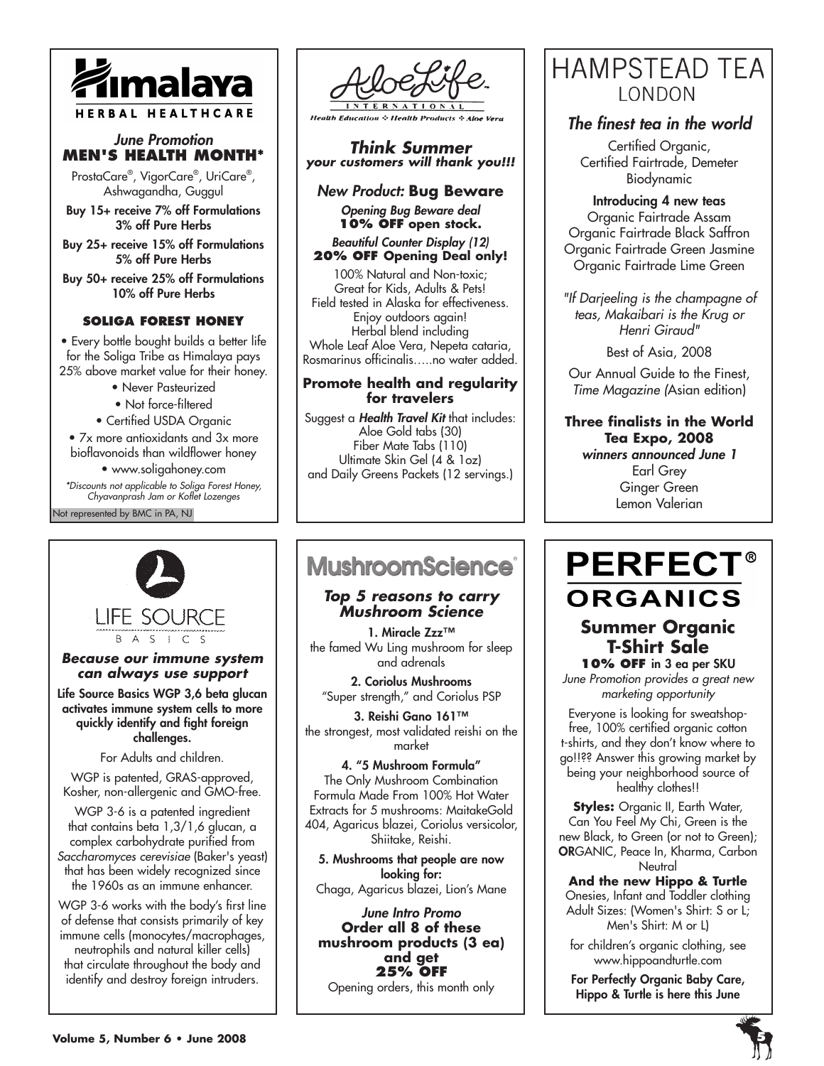# Himalaya

HERBAL HEALTHCARE

*June Promotion*

**MEN'S HEALTH MONTH***

ProstaCare®, VigorCare®, UriCare®, Ashwagandha, Guggul

**Buy 15+ receive 7% off Formulations 3% off Pure Herbs**

**Buy 25+ receive 15% off Formulations 5% off Pure Herbs**

**Buy 50+ receive 25% off Formulations 10% off Pure Herbs**

### SOLIGA FOREST HONEY

- Every bottle bought builds a better life for the Soliga Tribe as Himalaya pays 25% above market value for their honey.
- Never Pasteurized
- Not force-filtered
- Certified USDA Organic
- 7x more antioxidants and 3x more bioflavonoids than wildflower honey
- www.soligahoney.com

*\*Discounts not applicable to Soliga Forest Honey, Chyavanprash Jam or Koflet Lozenges*

Not represented by BMC in PA, NJ

# AloeLife

INTERNATIONAL

*Health Education ✣ Health Products ✣ Aloe Vera*

***Think Summer***
***your customers will thank you!!!***

*New Product:* **Bug Beware**

***Opening Bug Beware deal***
**10% OFF open stock.**

***Beautiful Counter Display (12)***
**20% OFF Opening Deal only!**

100% Natural and Non-toxic;
Great for Kids, Adults & Pets!
Field tested in Alaska for effectiveness.
Enjoy outdoors again!
Herbal blend including
Whole Leaf Aloe Vera, Nepeta cataria, Rosmarinus officinalis…..no water added.

**Promote health and regularity for travelers**

Suggest a ***Health Travel Kit*** that includes:
Aloe Gold tabs (30)
Fiber Mate Tabs (110)
Ultimate Skin Gel (4 & 1oz)
and Daily Greens Packets (12 servings.)

# HAMPSTEAD TEA LONDON

***The finest tea in the world***

Certified Organic, Certified Fairtrade, Demeter Biodynamic

**Introducing 4 new teas**
Organic Fairtrade Assam
Organic Fairtrade Black Saffron
Organic Fairtrade Green Jasmine
Organic Fairtrade Lime Green

*"If Darjeeling is the champagne of teas, Makaibari is the Krug or Henri Giraud"*

Best of Asia, 2008

Our Annual Guide to the Finest, *Time Magazine (*Asian edition)

**Three finalists in the World Tea Expo, 2008**
***winners announced June 1***
Earl Grey
Ginger Green
Lemon Valerian

# LIFE SOURCE BASICS

***Because our immune system can always use support***

**Life Source Basics WGP 3,6 beta glucan activates immune system cells to more quickly identify and fight foreign challenges.**

For Adults and children.

WGP is patented, GRAS-approved, Kosher, non-allergenic and GMO-free.

WGP 3-6 is a patented ingredient that contains beta 1,3/1,6 glucan, a complex carbohydrate purified from *Saccharomyces cerevisiae* (Baker's yeast) that has been widely recognized since the 1960s as an immune enhancer.

WGP 3-6 works with the body's first line of defense that consists primarily of key immune cells (monocytes/macrophages, neutrophils and natural killer cells) that circulate throughout the body and identify and destroy foreign intruders.

# MushroomScience®

***Top 5 reasons to carry Mushroom Science***

**1. Miracle Zzz™**
the famed Wu Ling mushroom for sleep and adrenals

**2. Coriolus Mushrooms**
"Super strength," and Coriolus PSP

**3. Reishi Gano 161™**
the strongest, most validated reishi on the market

**4. "5 Mushroom Formula"**
The Only Mushroom Combination Formula Made From 100% Hot Water Extracts for 5 mushrooms: MaitakeGold 404, Agaricus blazei, Coriolus versicolor, Shiitake, Reishi.

**5. Mushrooms that people are now looking for:**
Chaga, Agaricus blazei, Lion's Mane

***June Intro Promo***
**Order all 8 of these mushroom products (3 ea) and get 25% OFF**
Opening orders, this month only

# PERFECT® ORGANICS

## Summer Organic T-Shirt Sale

**10% OFF in 3 ea per SKU**

*June Promotion provides a great new marketing opportunity*

Everyone is looking for sweatshop-free, 100% certified organic cotton t-shirts, and they don't know where to go!!?? Answer this growing market by being your neighborhood source of healthy clothes!!

**Styles:** Organic II, Earth Water, Can You Feel My Chi, Green is the new Black, to Green (or not to Green); **OR**GANIC, Peace In, Kharma, Carbon Neutral

**And the new Hippo & Turtle**
Onesies, Infant and Toddler clothing
Adult Sizes: (Women's Shirt: S or L; Men's Shirt: M or L)

for children's organic clothing, see www.hippoandturtle.com

**For Perfectly Organic Baby Care, Hippo & Turtle is here this June**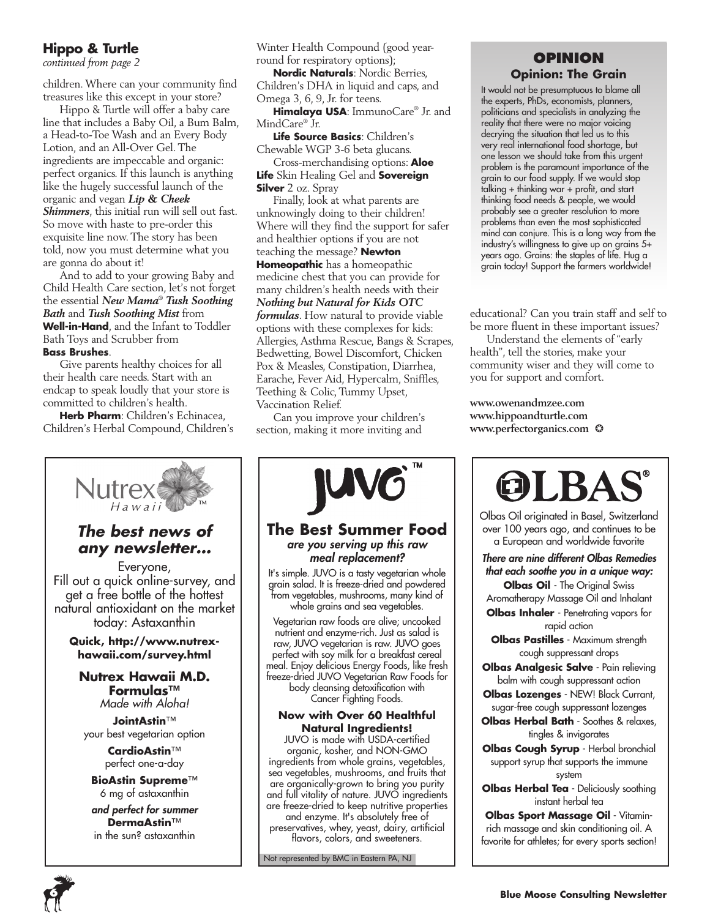### Hippo & Turtle

*continued from page 2*

children. Where can your community find treasures like this except in your store?

Hippo & Turtle will offer a baby care line that includes a Baby Oil, a Bum Balm, a Head-to-Toe Wash and an Every Body Lotion, and an All-Over Gel. The ingredients are impeccable and organic: perfect organics. If this launch is anything like the hugely successful launch of the organic and vegan ***Lip & Cheek Shimmers***, this initial run will sell out fast. So move with haste to pre-order this exquisite line now. The story has been told, now you must determine what you are gonna do about it!

And to add to your growing Baby and Child Health Care section, let's not forget the essential ***New Mama® Tush Soothing Bath*** and ***Tush Soothing Mist*** from **Well-in-Hand**, and the Infant to Toddler Bath Toys and Scrubber from **Bass Brushes**.

Give parents healthy choices for all their health care needs. Start with an endcap to speak loudly that your store is committed to children's health.

**Herb Pharm**: Children's Echinacea, Children's Herbal Compound, Children's Winter Health Compound (good year-round for respiratory options);

**Nordic Naturals**: Nordic Berries, Children's DHA in liquid and caps, and Omega 3, 6, 9, Jr. for teens.

**Himalaya USA**: ImmunoCare® Jr. and MindCare® Jr.

**Life Source Basics**: Children's Chewable WGP 3-6 beta glucans.

Cross-merchandising options: **Aloe Life** Skin Healing Gel and **Sovereign Silver** 2 oz. Spray

Finally, look at what parents are unknowingly doing to their children! Where will they find the support for safer and healthier options if you are not teaching the message? **Newton Homeopathic** has a homeopathic medicine chest that you can provide for many children's health needs with their ***Nothing but Natural for Kids OTC formulas***. How natural to provide viable options with these complexes for kids: Allergies, Asthma Rescue, Bangs & Scrapes, Bedwetting, Bowel Discomfort, Chicken Pox & Measles, Constipation, Diarrhea, Earache, Fever Aid, Hypercalm, Sniffles, Teething & Colic, Tummy Upset, Vaccination Relief.

Can you improve your children's section, making it more inviting and educational? Can you train staff and self to be more fluent in these important issues?

Understand the elements of "early health", tell the stories, make your community wiser and they will come to you for support and comfort.

www.owenandmzee.com
www.hippoandturtle.com
www.perfectorganics.com ✪

## OPINION

### Opinion: The Grain

It would not be presumptuous to blame all the experts, PhDs, economists, planners, politicians and specialists in analyzing the reality that there were no major voicing decrying the situation that led us to this very real international food shortage, but one lesson we should take from this urgent problem is the paramount importance of the grain to our food supply. If we would stop talking + thinking war + profit, and start thinking food needs & people, we would probably see a greater resolution to more problems than even the most sophisticated mind can conjure. This is a long way from the industry's willingness to give up on grains 5+ years ago. Grains: the staples of life. Hug a grain today! Support the farmers worldwide!

---

**Nutrex Hawaii™**

### *The best news of any newsletter...*

Everyone,
Fill out a quick online-survey, and get a free bottle of the hottest natural antioxidant on the market today: Astaxanthin

**Quick, http://www.nutrex-hawaii.com/survey.html**

**Nutrex Hawaii M.D. Formulas™**
*Made with Aloha!*

**JointAstin™**
your best vegetarian option

**CardioAstin™**
perfect one-a-day

**BioAstin Supreme™**
6 mg of astaxanthin

***and perfect for summer***
**DermaAstin™**
in the sun? astaxanthin

---

**JUVO™**

### The Best Summer Food

***are you serving up this raw meal replacement?***

It's simple. JUVO is a tasty vegetarian whole grain salad. It is freeze-dried and powdered from vegetables, mushrooms, many kind of whole grains and sea vegetables.

Vegetarian raw foods are alive; uncooked nutrient and enzyme-rich. Just as salad is raw, JUVO vegetarian is raw. JUVO goes perfect with soy milk for a breakfast cereal meal. Enjoy delicious Energy Foods, like fresh freeze-dried JUVO Vegetarian Raw Foods for body cleansing detoxification with Cancer Fighting Foods.

**Now with Over 60 Healthful Natural Ingredients!**

JUVO is made with USDA-certified organic, kosher, and NON-GMO ingredients from whole grains, vegetables, sea vegetables, mushrooms, and fruits that are organically-grown to bring you purity and full vitality of nature. JUVO ingredients are freeze-dried to keep nutritive properties and enzyme. It's absolutely free of preservatives, whey, yeast, dairy, artificial flavors, colors, and sweeteners.

Not represented by BMC in Eastern PA, NJ

---

**OLBAS®**

Olbas Oil originated in Basel, Switzerland over 100 years ago, and continues to be a European and worldwide favorite

***There are nine different Olbas Remedies that each soothe you in a unique way:***

**Olbas Oil** - The Original Swiss Aromatherapy Massage Oil and Inhalant

**Olbas Inhaler** - Penetrating vapors for rapid action

**Olbas Pastilles** - Maximum strength cough suppressant drops

**Olbas Analgesic Salve** - Pain relieving balm with cough suppressant action

**Olbas Lozenges** - NEW! Black Currant, sugar-free cough suppressant lozenges

**Olbas Herbal Bath** - Soothes & relaxes, tingles & invigorates

**Olbas Cough Syrup** - Herbal bronchial support syrup that supports the immune system

**Olbas Herbal Tea** - Deliciously soothing instant herbal tea

**Olbas Sport Massage Oil** - Vitamin-rich massage and skin conditioning oil. A favorite for athletes; for every sports section!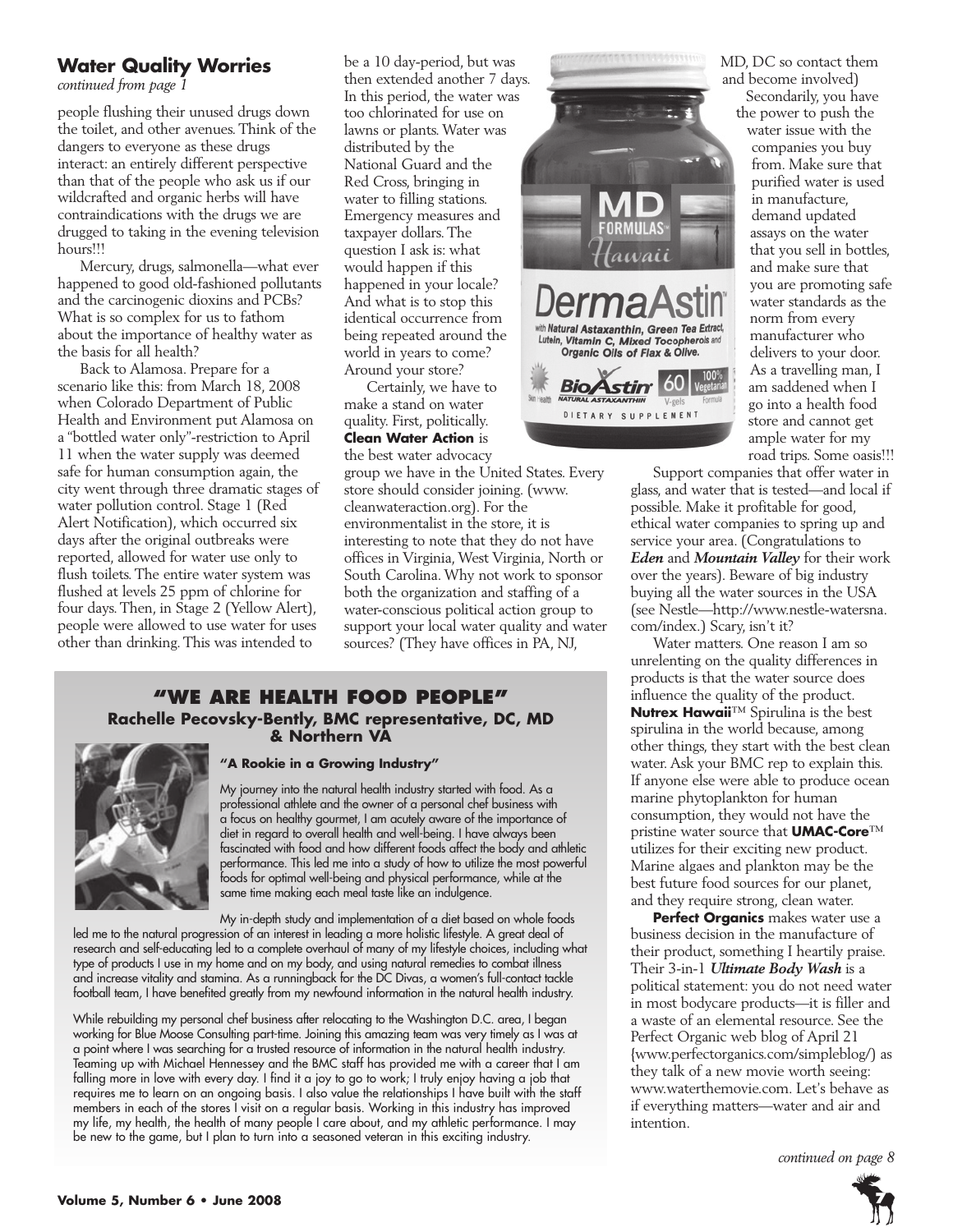## Water Quality Worries

*continued from page 1*

people flushing their unused drugs down the toilet, and other avenues. Think of the dangers to everyone as these drugs interact: an entirely different perspective than that of the people who ask us if our wildcrafted and organic herbs will have contraindications with the drugs we are drugged to taking in the evening television hours!!!

Mercury, drugs, salmonella—what ever happened to good old-fashioned pollutants and the carcinogenic dioxins and PCBs? What is so complex for us to fathom about the importance of healthy water as the basis for all health?

Back to Alamosa. Prepare for a scenario like this: from March 18, 2008 when Colorado Department of Public Health and Environment put Alamosa on a "bottled water only"-restriction to April 11 when the water supply was deemed safe for human consumption again, the city went through three dramatic stages of water pollution control. Stage 1 (Red Alert Notification), which occurred six days after the original outbreaks were reported, allowed for water use only to flush toilets. The entire water system was flushed at levels 25 ppm of chlorine for four days. Then, in Stage 2 (Yellow Alert), people were allowed to use water for uses other than drinking. This was intended to be a 10 day-period, but was then extended another 7 days. In this period, the water was too chlorinated for use on lawns or plants. Water was distributed by the National Guard and the Red Cross, bringing in water to filling stations. Emergency measures and taxpayer dollars. The question I ask is: what would happen if this happened in your locale? And what is to stop this identical occurrence from being repeated around the world in years to come? Around your store?

Certainly, we have to make a stand on water quality. First, politically. **Clean Water Action** is the best water advocacy group we have in the United States. Every store should consider joining. (www.cleanwateraction.org). For the environmentalist in the store, it is interesting to note that they do not have offices in Virginia, West Virginia, North or South Carolina. Why not work to sponsor both the organization and staffing of a water-conscious political action group to support your local water quality and water sources? (They have offices in PA, NJ, MD, DC so contact them and become involved)

Secondarily, you have the power to push the water issue with the companies you buy from. Make sure that purified water is used in manufacture, demand updated assays on the water that you sell in bottles, and make sure that you are promoting safe water standards as the norm from every manufacturer who delivers to your door. As a travelling man, I am saddened when I go into a health food store and cannot get ample water for my road trips. Some oasis!!!

Support companies that offer water in glass, and water that is tested—and local if possible. Make it profitable for good, ethical water companies to spring up and service your area. (Congratulations to ***Eden*** and ***Mountain Valley*** for their work over the years). Beware of big industry buying all the water sources in the USA (see Nestle—http://www.nestle-watersna.com/index.) Scary, isn't it?

Water matters. One reason I am so unrelenting on the quality differences in products is that the water source does influence the quality of the product. **Nutrex Hawaii**™ Spirulina is the best spirulina in the world because, among other things, they start with the best clean water. Ask your BMC rep to explain this. If anyone else were able to produce ocean marine phytoplankton for human consumption, they would not have the pristine water source that **UMAC-Core**™ utilizes for their exciting new product. Marine algaes and plankton may be the best future food sources for our planet, and they require strong, clean water.

**Perfect Organics** makes water use a business decision in the manufacture of their product, something I heartily praise. Their 3-in-1 ***Ultimate Body Wash*** is a political statement: you do not need water in most bodycare products—it is filler and a waste of an elemental resource. See the Perfect Organic web blog of April 21 {www.perfectorganics.com/simpleblog/) as they talk of a new movie worth seeing: www.waterthemovie.com. Let's behave as if everything matters—water and air and intention.

*continued on page 8*

MD FORMULAS Hawaii DermaAstin with Natural Astaxanthin, Green Tea Extract, Lutein, Vitamin C, Mixed Tocopherols and Organic Oils of Flax & Olive. BioAstin NATURAL ASTAXANTHIN 60 V-gels 100% Vegetarian Formula DIETARY SUPPLEMENT

## "WE ARE HEALTH FOOD PEOPLE"

### Rachelle Pecovsky-Bently, BMC representative, DC, MD & Northern VA

**"A Rookie in a Growing Industry"**

My journey into the natural health industry started with food. As a professional athlete and the owner of a personal chef business with a focus on healthy gourmet, I am acutely aware of the importance of diet in regard to overall health and well-being. I have always been fascinated with food and how different foods affect the body and athletic performance. This led me into a study of how to utilize the most powerful foods for optimal well-being and physical performance, while at the same time making each meal taste like an indulgence.

My in-depth study and implementation of a diet based on whole foods led me to the natural progression of an interest in leading a more holistic lifestyle. A great deal of research and self-educating led to a complete overhaul of many of my lifestyle choices, including what type of products I use in my home and on my body, and using natural remedies to combat illness and increase vitality and stamina. As a runningback for the DC Divas, a women's full-contact tackle football team, I have benefited greatly from my newfound information in the natural health industry.

While rebuilding my personal chef business after relocating to the Washington D.C. area, I began working for Blue Moose Consulting part-time. Joining this amazing team was very timely as I was at a point where I was searching for a trusted resource of information in the natural health industry. Teaming up with Michael Hennessey and the BMC staff has provided me with a career that I am falling more in love with every day. I find it a joy to go to work; I truly enjoy having a job that requires me to learn on an ongoing basis. I also value the relationships I have built with the staff members in each of the stores I visit on a regular basis. Working in this industry has improved my life, my health, the health of many people I care about, and my athletic performance. I may be new to the game, but I plan to turn into a seasoned veteran in this exciting industry.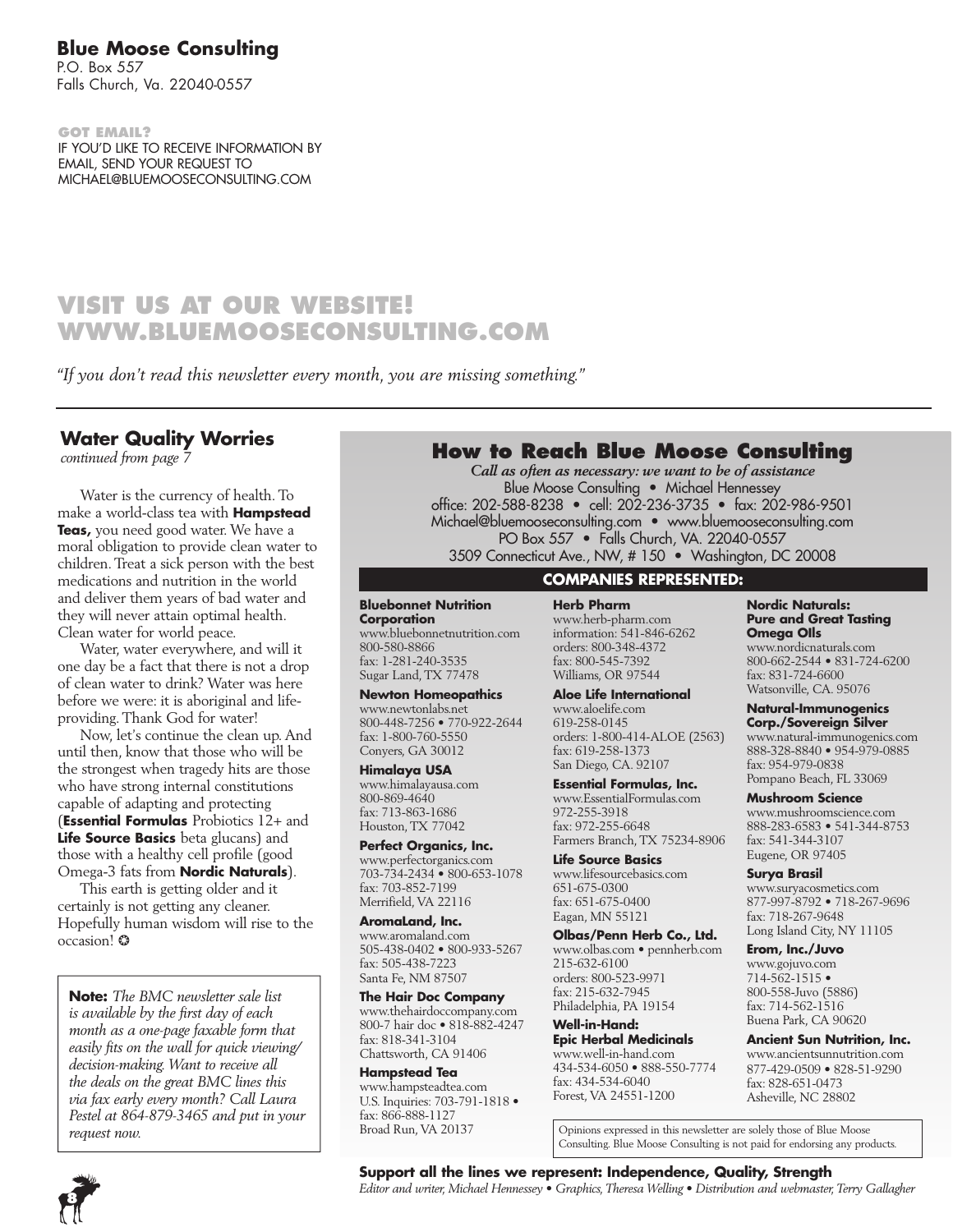**Blue Moose Consulting**
P.O. Box 557
Falls Church, Va. 22040-0557

**GOT EMAIL?**
IF YOU'D LIKE TO RECEIVE INFORMATION BY EMAIL, SEND YOUR REQUEST TO MICHAEL@BLUEMOOSECONSULTING.COM

## VISIT US AT OUR WEBSITE! WWW.BLUEMOOSECONSULTING.COM

*"If you don't read this newsletter every month, you are missing something."*

## Water Quality Worries

*continued from page 7*

Water is the currency of health. To make a world-class tea with **Hampstead Teas,** you need good water. We have a moral obligation to provide clean water to children. Treat a sick person with the best medications and nutrition in the world and deliver them years of bad water and they will never attain optimal health. Clean water for world peace.

Water, water everywhere, and will it one day be a fact that there is not a drop of clean water to drink? Water was here before we were: it is aboriginal and life-providing. Thank God for water!

Now, let's continue the clean up. And until then, know that those who will be the strongest when tragedy hits are those who have strong internal constitutions capable of adapting and protecting (**Essential Formulas** Probiotics 12+ and **Life Source Basics** beta glucans) and those with a healthy cell profile (good Omega-3 fats from **Nordic Naturals**).

This earth is getting older and it certainly is not getting any cleaner. Hopefully human wisdom will rise to the occasion! ✪

**Note:** *The BMC newsletter sale list is available by the first day of each month as a one-page faxable form that easily fits on the wall for quick viewing/decision-making. Want to receive all the deals on the great BMC lines this via fax early every month? Call Laura Pestel at 864-879-3465 and put in your request now.*

## How to Reach Blue Moose Consulting

*Call as often as necessary: we want to be of assistance*
Blue Moose Consulting • Michael Hennessey
office: 202-588-8238 • cell: 202-236-3735 • fax: 202-986-9501
Michael@bluemooseconsulting.com • www.bluemooseconsulting.com
PO Box 557 • Falls Church, VA. 22040-0557
3509 Connecticut Ave., NW, # 150 • Washington, DC 20008

### COMPANIES REPRESENTED:

**Bluebonnet Nutrition Corporation**
www.bluebonnetnutrition.com
800-580-8866
fax: 1-281-240-3535
Sugar Land, TX 77478

**Newton Homeopathics**
www.newtonlabs.net
800-448-7256 • 770-922-2644
fax: 1-800-760-5550
Conyers, GA 30012

**Himalaya USA**
www.himalayausa.com
800-869-4640
fax: 713-863-1686
Houston, TX 77042

**Perfect Organics, Inc.**
www.perfectorganics.com
703-734-2434 • 800-653-1078
fax: 703-852-7199
Merrifield, VA 22116

**AromaLand, Inc.**
www.aromaland.com
505-438-0402 • 800-933-5267
fax: 505-438-7223
Santa Fe, NM 87507

**The Hair Doc Company**
www.thehairdoccompany.com
800-7 hair doc • 818-882-4247
fax: 818-341-3104
Chattsworth, CA 91406

**Hampstead Tea**
www.hampsteadtea.com
U.S. Inquiries: 703-791-1818 •
fax: 866-888-1127
Broad Run, VA 20137

**Herb Pharm**
www.herb-pharm.com
information: 541-846-6262
orders: 800-348-4372
fax: 800-545-7392
Williams, OR 97544

**Aloe Life International**
www.aloelife.com
619-258-0145
orders: 1-800-414-ALOE (2563)
fax: 619-258-1373
San Diego, CA. 92107

**Essential Formulas, Inc.**
www.EssentialFormulas.com
972-255-3918
fax: 972-255-6648
Farmers Branch, TX 75234-8906

**Life Source Basics**
www.lifesourcebasics.com
651-675-0300
fax: 651-675-0400
Eagan, MN 55121

**Olbas/Penn Herb Co., Ltd.**
www.olbas.com • pennherb.com
215-632-6100
orders: 800-523-9971
fax: 215-632-7945
Philadelphia, PA 19154

**Well-in-Hand: Epic Herbal Medicinals**
www.well-in-hand.com
434-534-6050 • 888-550-7774
fax: 434-534-6040
Forest, VA 24551-1200

**Nordic Naturals: Pure and Great Tasting Omega OIls**
www.nordicnaturals.com
800-662-2544 • 831-724-6200
fax: 831-724-6600
Watsonville, CA. 95076

**Natural-Immunogenics Corp./Sovereign Silver**
www.natural-immunogenics.com
888-328-8840 • 954-979-0885
fax: 954-979-0838
Pompano Beach, FL 33069

**Mushroom Science**
www.mushroomscience.com
888-283-6583 • 541-344-8753
fax: 541-344-3107
Eugene, OR 97405

**Surya Brasil**
www.suryacosmetics.com
877-997-8792 • 718-267-9696
fax: 718-267-9648
Long Island City, NY 11105

**Erom, Inc./Juvo**
www.gojuvo.com
714-562-1515 •
800-558-Juvo (5886)
fax: 714-562-1516
Buena Park, CA 90620

**Ancient Sun Nutrition, Inc.**
www.ancientsunnutrition.com
877-429-0509 • 828-51-9290
fax: 828-651-0473
Asheville, NC 28802

Opinions expressed in this newsletter are solely those of Blue Moose Consulting. Blue Moose Consulting is not paid for endorsing any products.

**Support all the lines we represent: Independence, Quality, Strength**
*Editor and writer, Michael Hennessey • Graphics, Theresa Welling • Distribution and webmaster, Terry Gallagher*